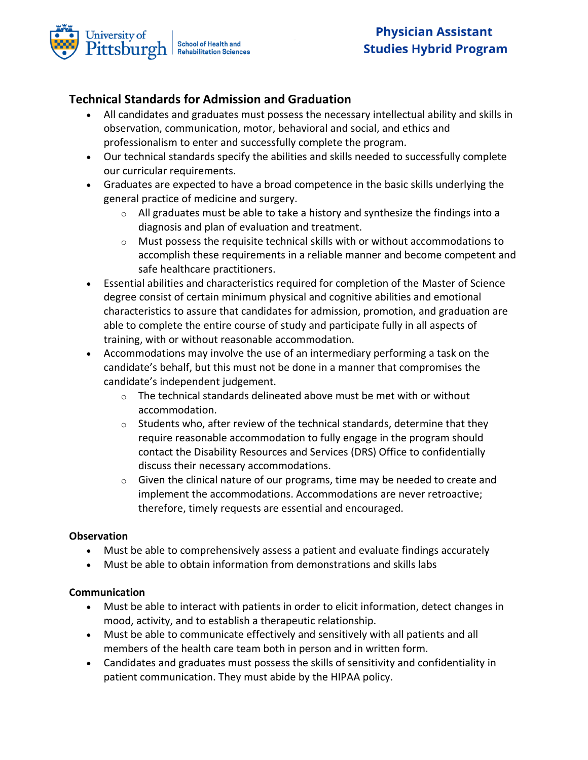# Physician Assistant Studies Hybrid Program

University of Pittsburgh | School of Health and Rehabilitation Sciences

## Technical Standards for Admission and Graduation

- All candidates and graduates must possess the necessary intellectual ability and skills in observation, communication, motor, behavioral and social, and ethics and professionalism to enter and successfully complete the program.
- Our technical standards specify the abilities and skills needed to successfully complete our curricular requirements.
- Graduates are expected to have a broad competence in the basic skills underlying the general practice of medicine and surgery.
  - All graduates must be able to take a history and synthesize the findings into a diagnosis and plan of evaluation and treatment.
  - Must possess the requisite technical skills with or without accommodations to accomplish these requirements in a reliable manner and become competent and safe healthcare practitioners.
- Essential abilities and characteristics required for completion of the Master of Science degree consist of certain minimum physical and cognitive abilities and emotional characteristics to assure that candidates for admission, promotion, and graduation are able to complete the entire course of study and participate fully in all aspects of training, with or without reasonable accommodation.
- Accommodations may involve the use of an intermediary performing a task on the candidate's behalf, but this must not be done in a manner that compromises the candidate's independent judgement.
  - The technical standards delineated above must be met with or without accommodation.
  - Students who, after review of the technical standards, determine that they require reasonable accommodation to fully engage in the program should contact the Disability Resources and Services (DRS) Office to confidentially discuss their necessary accommodations.
  - Given the clinical nature of our programs, time may be needed to create and implement the accommodations. Accommodations are never retroactive; therefore, timely requests are essential and encouraged.

**Observation**

- Must be able to comprehensively assess a patient and evaluate findings accurately
- Must be able to obtain information from demonstrations and skills labs

**Communication**

- Must be able to interact with patients in order to elicit information, detect changes in mood, activity, and to establish a therapeutic relationship.
- Must be able to communicate effectively and sensitively with all patients and all members of the health care team both in person and in written form.
- Candidates and graduates must possess the skills of sensitivity and confidentiality in patient communication. They must abide by the HIPAA policy.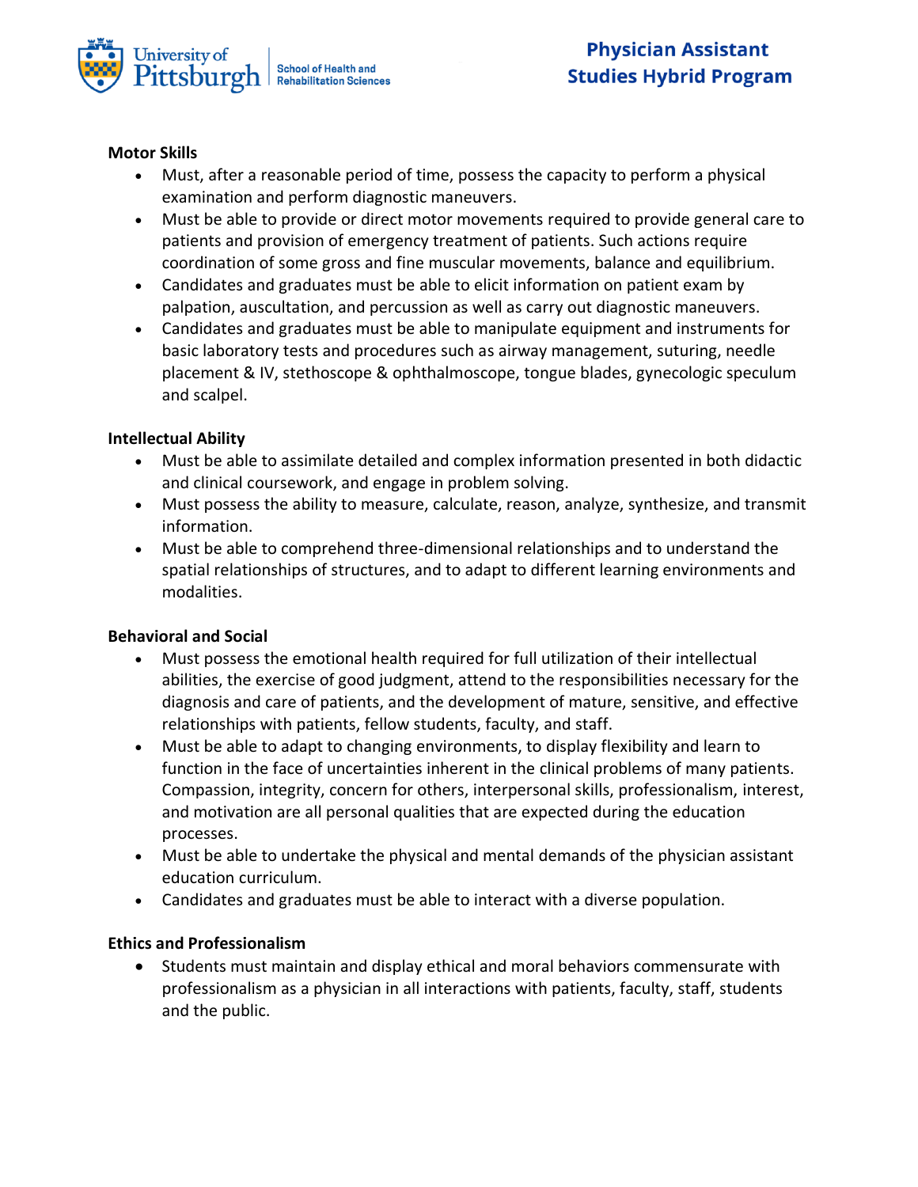**Motor Skills**

- Must, after a reasonable period of time, possess the capacity to perform a physical examination and perform diagnostic maneuvers.
- Must be able to provide or direct motor movements required to provide general care to patients and provision of emergency treatment of patients. Such actions require coordination of some gross and fine muscular movements, balance and equilibrium.
- Candidates and graduates must be able to elicit information on patient exam by palpation, auscultation, and percussion as well as carry out diagnostic maneuvers.
- Candidates and graduates must be able to manipulate equipment and instruments for basic laboratory tests and procedures such as airway management, suturing, needle placement & IV, stethoscope & ophthalmoscope, tongue blades, gynecologic speculum and scalpel.

**Intellectual Ability**

- Must be able to assimilate detailed and complex information presented in both didactic and clinical coursework, and engage in problem solving.
- Must possess the ability to measure, calculate, reason, analyze, synthesize, and transmit information.
- Must be able to comprehend three-dimensional relationships and to understand the spatial relationships of structures, and to adapt to different learning environments and modalities.

**Behavioral and Social**

- Must possess the emotional health required for full utilization of their intellectual abilities, the exercise of good judgment, attend to the responsibilities necessary for the diagnosis and care of patients, and the development of mature, sensitive, and effective relationships with patients, fellow students, faculty, and staff.
- Must be able to adapt to changing environments, to display flexibility and learn to function in the face of uncertainties inherent in the clinical problems of many patients. Compassion, integrity, concern for others, interpersonal skills, professionalism, interest, and motivation are all personal qualities that are expected during the education processes.
- Must be able to undertake the physical and mental demands of the physician assistant education curriculum.
- Candidates and graduates must be able to interact with a diverse population.

**Ethics and Professionalism**

- Students must maintain and display ethical and moral behaviors commensurate with professionalism as a physician in all interactions with patients, faculty, staff, students and the public.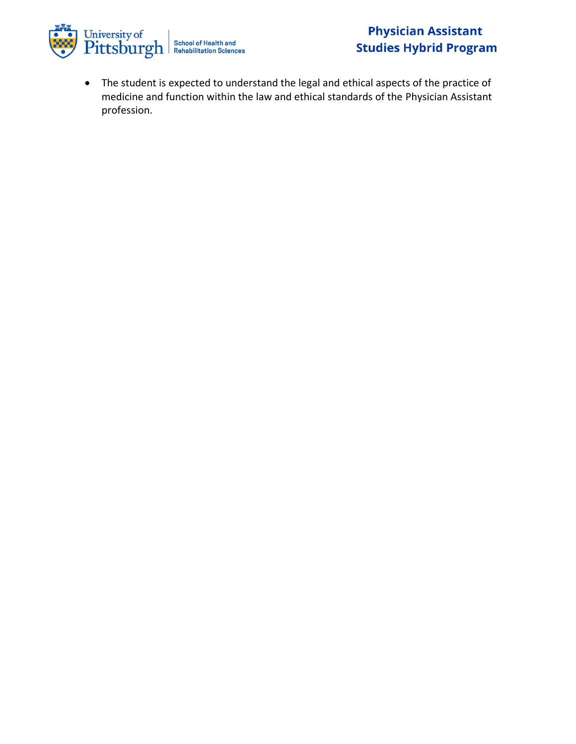- The student is expected to understand the legal and ethical aspects of the practice of medicine and function within the law and ethical standards of the Physician Assistant profession.